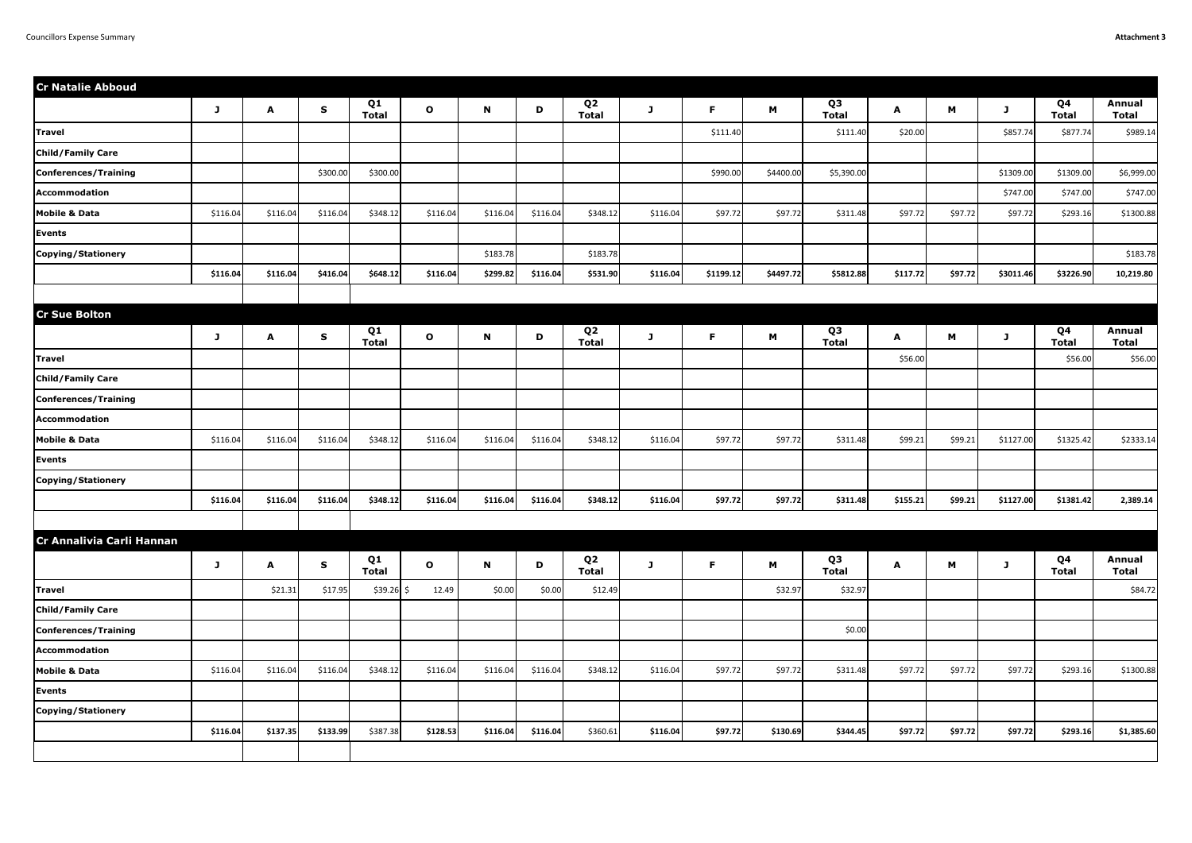## Cr Natalie Abboud

| | J | A | S | Q1 Total | O | N | D | Q2 Total | J | F | M | Q3 Total | A | M | J | Q4 Total | Annual Total |
|---|---|---|---|---|---|---|---|---|---|---|---|---|---|---|---|---|---|
| **Travel** | | | | | | | | | | $111.40 | | $111.40 | $20.00 | | $857.74 | $877.74 | $989.14 |
| **Child/Family Care** | | | | | | | | | | | | | | | | | |
| **Conferences/Training** | | | $300.00 | $300.00 | | | | | | $990.00 | $4400.00 | $5,390.00 | | | $1309.00 | $1309.00 | $6,999.00 |
| **Accommodation** | | | | | | | | | | | | | | | $747.00 | $747.00 | $747.00 |
| **Mobile & Data** | $116.04 | $116.04 | $116.04 | $348.12 | $116.04 | $116.04 | $116.04 | $348.12 | $116.04 | $97.72 | $97.72 | $311.48 | $97.72 | $97.72 | $97.72 | $293.16 | $1300.88 |
| **Events** | | | | | | | | | | | | | | | | | |
| **Copying/Stationery** | | | | | | $183.78 | | $183.78 | | | | | | | | | $183.78 |
| | **$116.04** | **$116.04** | **$416.04** | **$648.12** | **$116.04** | **$299.82** | **$116.04** | **$531.90** | **$116.04** | **$1199.12** | **$4497.72** | **$5812.88** | **$117.72** | **$97.72** | **$3011.46** | **$3226.90** | **10,219.80** |

## Cr Sue Bolton

| | J | A | S | Q1 Total | O | N | D | Q2 Total | J | F | M | Q3 Total | A | M | J | Q4 Total | Annual Total |
|---|---|---|---|---|---|---|---|---|---|---|---|---|---|---|---|---|---|
| **Travel** | | | | | | | | | | | | | $56.00 | | | $56.00 | $56.00 |
| **Child/Family Care** | | | | | | | | | | | | | | | | | |
| **Conferences/Training** | | | | | | | | | | | | | | | | | |
| **Accommodation** | | | | | | | | | | | | | | | | | |
| **Mobile & Data** | $116.04 | $116.04 | $116.04 | $348.12 | $116.04 | $116.04 | $116.04 | $348.12 | $116.04 | $97.72 | $97.72 | $311.48 | $99.21 | $99.21 | $1127.00 | $1325.42 | $2333.14 |
| **Events** | | | | | | | | | | | | | | | | | |
| **Copying/Stationery** | | | | | | | | | | | | | | | | | |
| | **$116.04** | **$116.04** | **$116.04** | **$348.12** | **$116.04** | **$116.04** | **$116.04** | **$348.12** | **$116.04** | **$97.72** | **$97.72** | **$311.48** | **$155.21** | **$99.21** | **$1127.00** | **$1381.42** | **2,389.14** |

## Cr Annalivia Carli Hannan

| | J | A | S | Q1 Total | O | N | D | Q2 Total | J | F | M | Q3 Total | A | M | J | Q4 Total | Annual Total |
|---|---|---|---|---|---|---|---|---|---|---|---|---|---|---|---|---|---|
| **Travel** | | $21.31 | $17.95 | $39.26 | $ 12.49 | $0.00 | $0.00 | $12.49 | | | $32.97 | $32.97 | | | | | $84.72 |
| **Child/Family Care** | | | | | | | | | | | | | | | | | |
| **Conferences/Training** | | | | | | | | | | | | $0.00 | | | | | |
| **Accommodation** | | | | | | | | | | | | | | | | | |
| **Mobile & Data** | $116.04 | $116.04 | $116.04 | $348.12 | $116.04 | $116.04 | $116.04 | $348.12 | $116.04 | $97.72 | $97.72 | $311.48 | $97.72 | $97.72 | $97.72 | $293.16 | $1300.88 |
| **Events** | | | | | | | | | | | | | | | | | |
| **Copying/Stationery** | | | | | | | | | | | | | | | | | |
| | **$116.04** | **$137.35** | **$133.99** | $387.38 | **$128.53** | **$116.04** | **$116.04** | $360.61 | **$116.04** | **$97.72** | **$130.69** | **$344.45** | **$97.72** | **$97.72** | **$97.72** | **$293.16** | **$1,385.60** |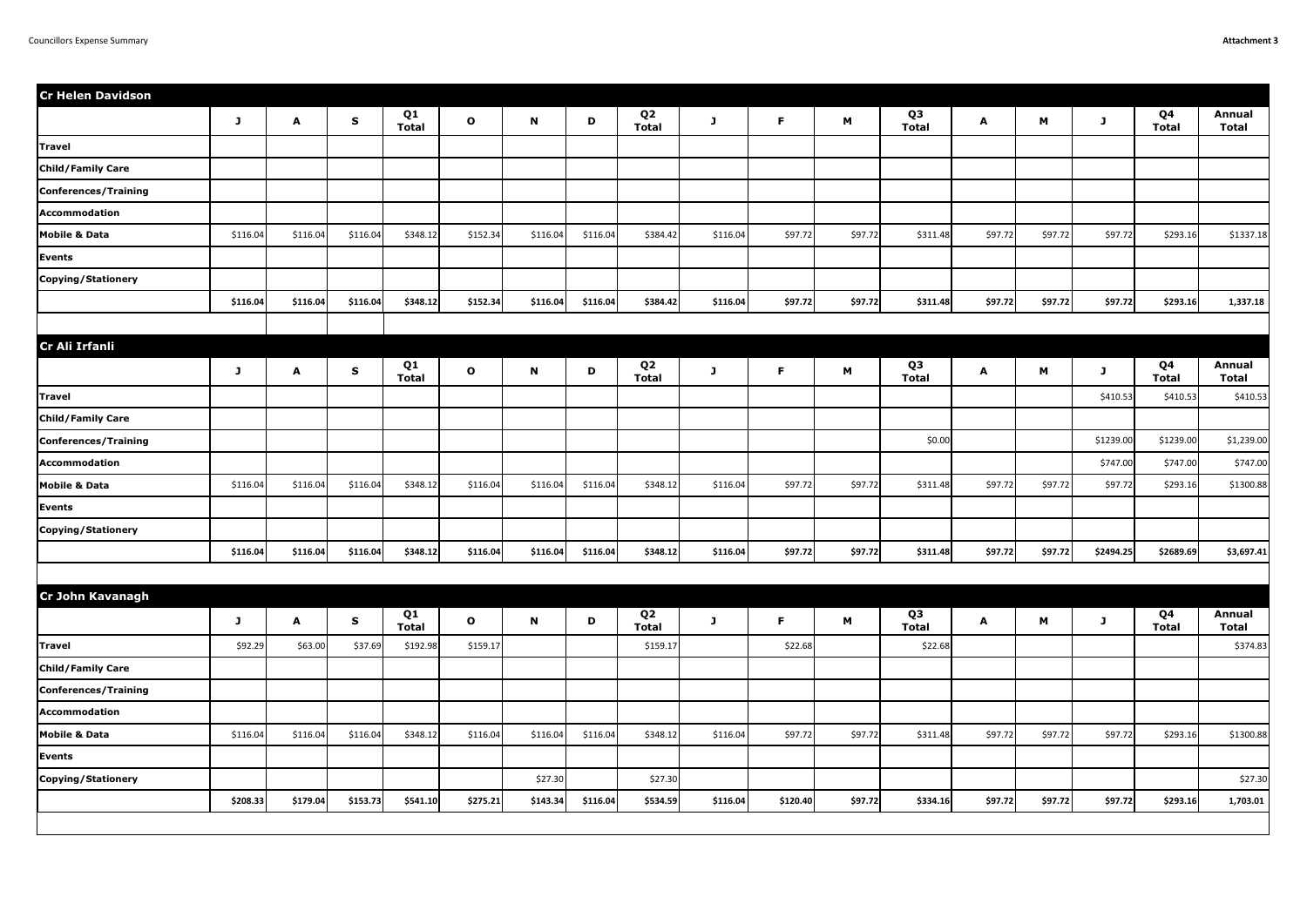## Cr Helen Davidson

| | J | A | S | Q1 Total | O | N | D | Q2 Total | J | F | M | Q3 Total | A | M | J | Q4 Total | Annual Total |
|---|---|---|---|---|---|---|---|---|---|---|---|---|---|---|---|---|---|
| **Travel** | | | | | | | | | | | | | | | | | |
| **Child/Family Care** | | | | | | | | | | | | | | | | | |
| **Conferences/Training** | | | | | | | | | | | | | | | | | |
| **Accommodation** | | | | | | | | | | | | | | | | | |
| **Mobile & Data** | $116.04 | $116.04 | $116.04 | $348.12 | $152.34 | $116.04 | $116.04 | $384.42 | $116.04 | $97.72 | $97.72 | $311.48 | $97.72 | $97.72 | $97.72 | $293.16 | $1337.18 |
| **Events** | | | | | | | | | | | | | | | | | |
| **Copying/Stationery** | | | | | | | | | | | | | | | | | |
| | **$116.04** | **$116.04** | **$116.04** | **$348.12** | **$152.34** | **$116.04** | **$116.04** | **$384.42** | **$116.04** | **$97.72** | **$97.72** | **$311.48** | **$97.72** | **$97.72** | **$97.72** | **$293.16** | **1,337.18** |

## Cr Ali Irfanli

| | J | A | S | Q1 Total | O | N | D | Q2 Total | J | F | M | Q3 Total | A | M | J | Q4 Total | Annual Total |
|---|---|---|---|---|---|---|---|---|---|---|---|---|---|---|---|---|---|
| **Travel** | | | | | | | | | | | | | | | $410.53 | $410.53 | $410.53 |
| **Child/Family Care** | | | | | | | | | | | | | | | | | |
| **Conferences/Training** | | | | | | | | | | | | $0.00 | | | $1239.00 | $1239.00 | $1,239.00 |
| **Accommodation** | | | | | | | | | | | | | | | $747.00 | $747.00 | $747.00 |
| **Mobile & Data** | $116.04 | $116.04 | $116.04 | $348.12 | $116.04 | $116.04 | $116.04 | $348.12 | $116.04 | $97.72 | $97.72 | $311.48 | $97.72 | $97.72 | $97.72 | $293.16 | $1300.88 |
| **Events** | | | | | | | | | | | | | | | | | |
| **Copying/Stationery** | | | | | | | | | | | | | | | | | |
| | **$116.04** | **$116.04** | **$116.04** | **$348.12** | **$116.04** | **$116.04** | **$116.04** | **$348.12** | **$116.04** | **$97.72** | **$97.72** | **$311.48** | **$97.72** | **$97.72** | **$2494.25** | **$2689.69** | **$3,697.41** |

## Cr John Kavanagh

| | J | A | S | Q1 Total | O | N | D | Q2 Total | J | F | M | Q3 Total | A | M | J | Q4 Total | Annual Total |
|---|---|---|---|---|---|---|---|---|---|---|---|---|---|---|---|---|---|
| **Travel** | $92.29 | $63.00 | $37.69 | $192.98 | $159.17 | | | $159.17 | | $22.68 | | $22.68 | | | | | $374.83 |
| **Child/Family Care** | | | | | | | | | | | | | | | | | |
| **Conferences/Training** | | | | | | | | | | | | | | | | | |
| **Accommodation** | | | | | | | | | | | | | | | | | |
| **Mobile & Data** | $116.04 | $116.04 | $116.04 | $348.12 | $116.04 | $116.04 | $116.04 | $348.12 | $116.04 | $97.72 | $97.72 | $311.48 | $97.72 | $97.72 | $97.72 | $293.16 | $1300.88 |
| **Events** | | | | | | | | | | | | | | | | | |
| **Copying/Stationery** | | | | | | $27.30 | | $27.30 | | | | | | | | | $27.30 |
| | **$208.33** | **$179.04** | **$153.73** | **$541.10** | **$275.21** | **$143.34** | **$116.04** | **$534.59** | **$116.04** | **$120.40** | **$97.72** | **$334.16** | **$97.72** | **$97.72** | **$97.72** | **$293.16** | **1,703.01** |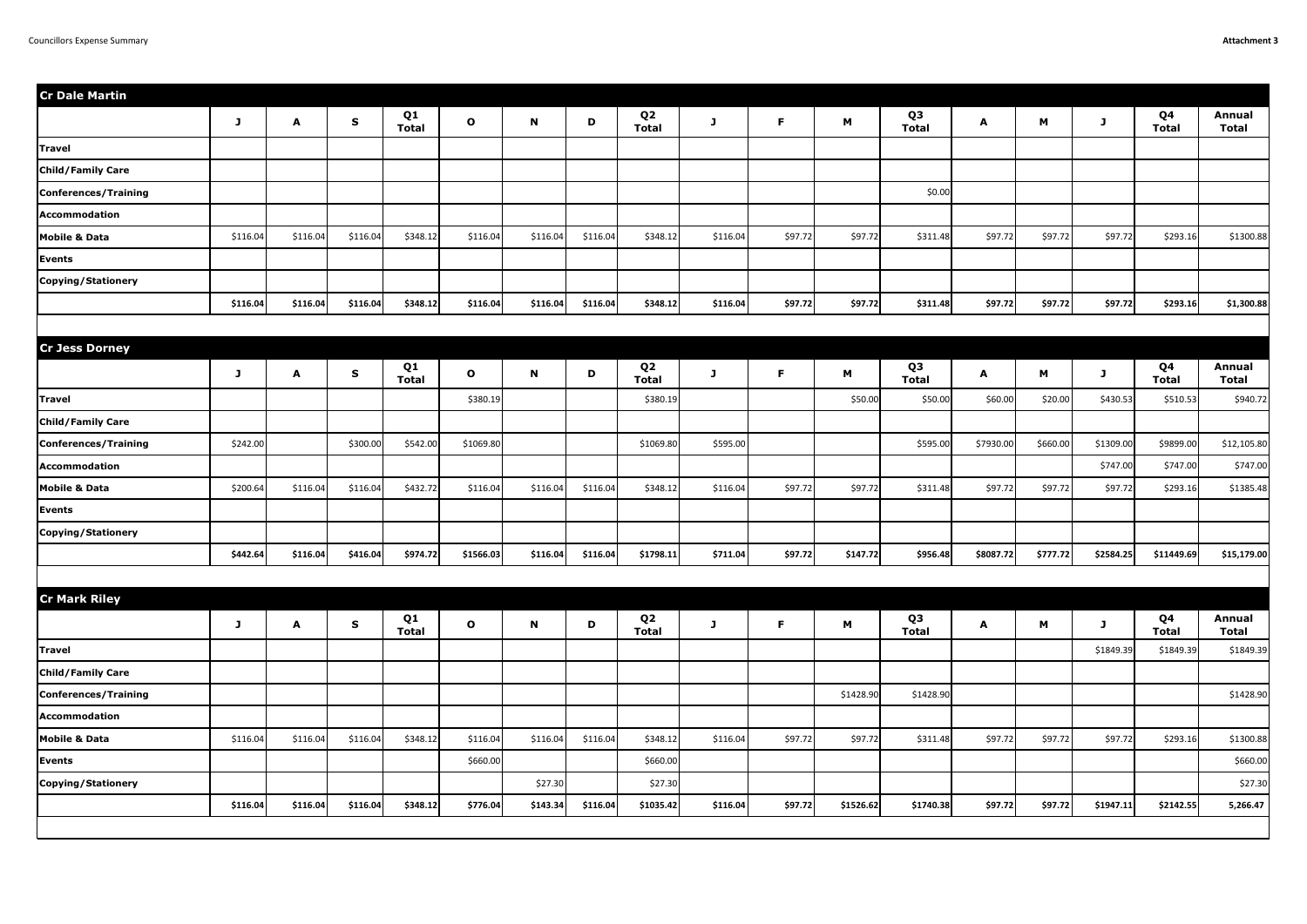## Cr Dale Martin

| | J | A | S | Q1 Total | O | N | D | Q2 Total | J | F | M | Q3 Total | A | M | J | Q4 Total | Annual Total |
|---|---|---|---|---|---|---|---|---|---|---|---|---|---|---|---|---|---|
| **Travel** | | | | | | | | | | | | | | | | | |
| **Child/Family Care** | | | | | | | | | | | | | | | | | |
| **Conferences/Training** | | | | | | | | | | | | $0.00 | | | | | |
| **Accommodation** | | | | | | | | | | | | | | | | | |
| **Mobile & Data** | $116.04 | $116.04 | $116.04 | $348.12 | $116.04 | $116.04 | $116.04 | $348.12 | $116.04 | $97.72 | $97.72 | $311.48 | $97.72 | $97.72 | $97.72 | $293.16 | $1300.88 |
| **Events** | | | | | | | | | | | | | | | | | |
| **Copying/Stationery** | | | | | | | | | | | | | | | | | |
| | **$116.04** | **$116.04** | **$116.04** | **$348.12** | **$116.04** | **$116.04** | **$116.04** | **$348.12** | **$116.04** | **$97.72** | **$97.72** | **$311.48** | **$97.72** | **$97.72** | **$97.72** | **$293.16** | **$1,300.88** |

## Cr Jess Dorney

| | J | A | S | Q1 Total | O | N | D | Q2 Total | J | F | M | Q3 Total | A | M | J | Q4 Total | Annual Total |
|---|---|---|---|---|---|---|---|---|---|---|---|---|---|---|---|---|---|
| **Travel** | | | | | $380.19 | | | $380.19 | | | $50.00 | $50.00 | $60.00 | $20.00 | $430.53 | $510.53 | $940.72 |
| **Child/Family Care** | | | | | | | | | | | | | | | | | |
| **Conferences/Training** | $242.00 | | $300.00 | $542.00 | $1069.80 | | | $1069.80 | $595.00 | | | $595.00 | $7930.00 | $660.00 | $1309.00 | $9899.00 | $12,105.80 |
| **Accommodation** | | | | | | | | | | | | | | | $747.00 | $747.00 | $747.00 |
| **Mobile & Data** | $200.64 | $116.04 | $116.04 | $432.72 | $116.04 | $116.04 | $116.04 | $348.12 | $116.04 | $97.72 | $97.72 | $311.48 | $97.72 | $97.72 | $97.72 | $293.16 | $1385.48 |
| **Events** | | | | | | | | | | | | | | | | | |
| **Copying/Stationery** | | | | | | | | | | | | | | | | | |
| | **$442.64** | **$116.04** | **$416.04** | **$974.72** | **$1566.03** | **$116.04** | **$116.04** | **$1798.11** | **$711.04** | **$97.72** | **$147.72** | **$956.48** | **$8087.72** | **$777.72** | **$2584.25** | **$11449.69** | **$15,179.00** |

## Cr Mark Riley

| | J | A | S | Q1 Total | O | N | D | Q2 Total | J | F | M | Q3 Total | A | M | J | Q4 Total | Annual Total |
|---|---|---|---|---|---|---|---|---|---|---|---|---|---|---|---|---|---|
| **Travel** | | | | | | | | | | | | | | | $1849.39 | $1849.39 | $1849.39 |
| **Child/Family Care** | | | | | | | | | | | | | | | | | |
| **Conferences/Training** | | | | | | | | | | | $1428.90 | $1428.90 | | | | | $1428.90 |
| **Accommodation** | | | | | | | | | | | | | | | | | |
| **Mobile & Data** | $116.04 | $116.04 | $116.04 | $348.12 | $116.04 | $116.04 | $116.04 | $348.12 | $116.04 | $97.72 | $97.72 | $311.48 | $97.72 | $97.72 | $97.72 | $293.16 | $1300.88 |
| **Events** | | | | | $660.00 | | | $660.00 | | | | | | | | | $660.00 |
| **Copying/Stationery** | | | | | | $27.30 | | $27.30 | | | | | | | | | $27.30 |
| | **$116.04** | **$116.04** | **$116.04** | **$348.12** | **$776.04** | **$143.34** | **$116.04** | **$1035.42** | **$116.04** | **$97.72** | **$1526.62** | **$1740.38** | **$97.72** | **$97.72** | **$1947.11** | **$2142.55** | **5,266.47** |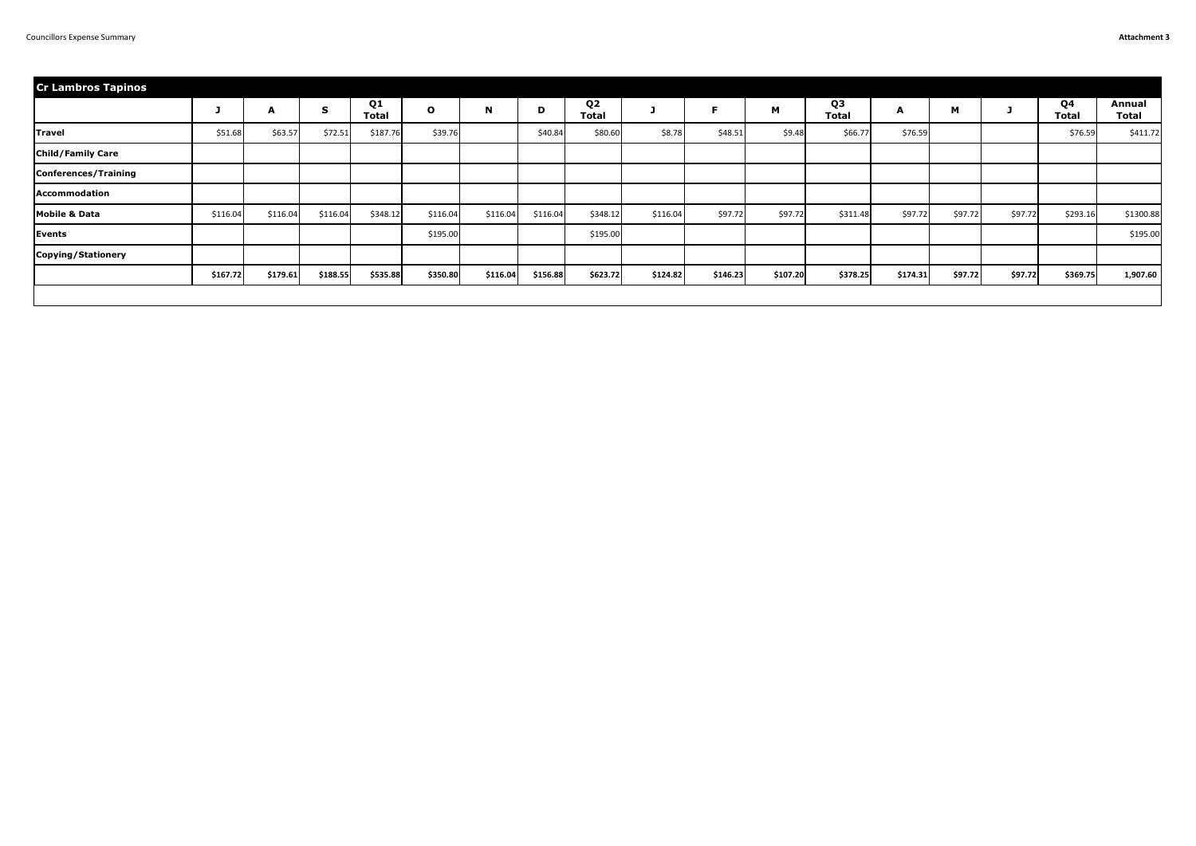| Cr Lambros Tapinos | J | A | S | Q1 Total | O | N | D | Q2 Total | J | F | M | Q3 Total | A | M | J | Q4 Total | Annual Total |
|---|---|---|---|---|---|---|---|---|---|---|---|---|---|---|---|---|---|
| **Travel** | $51.68 | $63.57 | $72.51 | $187.76 | $39.76 | | $40.84 | $80.60 | $8.78 | $48.51 | $9.48 | $66.77 | $76.59 | | | $76.59 | $411.72 |
| **Child/Family Care** | | | | | | | | | | | | | | | | | |
| **Conferences/Training** | | | | | | | | | | | | | | | | | |
| **Accommodation** | | | | | | | | | | | | | | | | | |
| **Mobile & Data** | $116.04 | $116.04 | $116.04 | $348.12 | $116.04 | $116.04 | $116.04 | $348.12 | $116.04 | $97.72 | $97.72 | $311.48 | $97.72 | $97.72 | $97.72 | $293.16 | $1300.88 |
| **Events** | | | | | $195.00 | | | $195.00 | | | | | | | | | $195.00 |
| **Copying/Stationery** | | | | | | | | | | | | | | | | | |
| | **$167.72** | **$179.61** | **$188.55** | **$535.88** | **$350.80** | **$116.04** | **$156.88** | **$623.72** | **$124.82** | **$146.23** | **$107.20** | **$378.25** | **$174.31** | **$97.72** | **$97.72** | **$369.75** | **1,907.60** |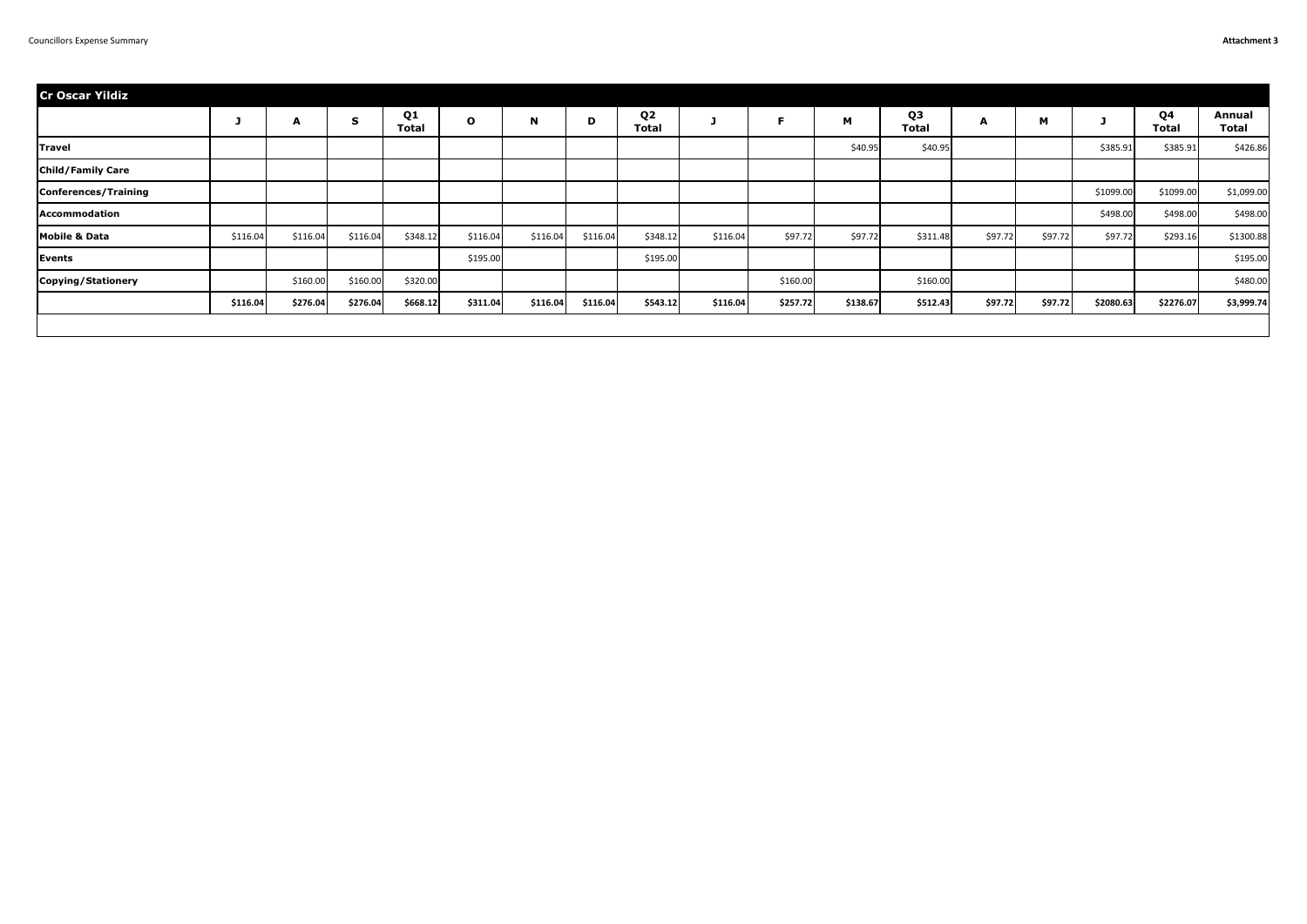| Cr Oscar Yildiz | | | | | | | | | | | | | | | | | |
|---|---|---|---|---|---|---|---|---|---|---|---|---|---|---|---|---|---|
| | J | A | S | Q1 Total | O | N | D | Q2 Total | J | F | M | Q3 Total | A | M | J | Q4 Total | Annual Total |
| **Travel** | | | | | | | | | | | $40.95 | $40.95 | | | $385.91 | $385.91 | $426.86 |
| **Child/Family Care** | | | | | | | | | | | | | | | | | |
| **Conferences/Training** | | | | | | | | | | | | | | | $1099.00 | $1099.00 | $1,099.00 |
| **Accommodation** | | | | | | | | | | | | | | | $498.00 | $498.00 | $498.00 |
| **Mobile & Data** | $116.04 | $116.04 | $116.04 | $348.12 | $116.04 | $116.04 | $116.04 | $348.12 | $116.04 | $97.72 | $97.72 | $311.48 | $97.72 | $97.72 | $97.72 | $293.16 | $1300.88 |
| **Events** | | | | | $195.00 | | | $195.00 | | | | | | | | | $195.00 |
| **Copying/Stationery** | | $160.00 | $160.00 | $320.00 | | | | | | $160.00 | | $160.00 | | | | | $480.00 |
| | **$116.04** | **$276.04** | **$276.04** | **$668.12** | **$311.04** | **$116.04** | **$116.04** | **$543.12** | **$116.04** | **$257.72** | **$138.67** | **$512.43** | **$97.72** | **$97.72** | **$2080.63** | **$2276.07** | **$3,999.74** |